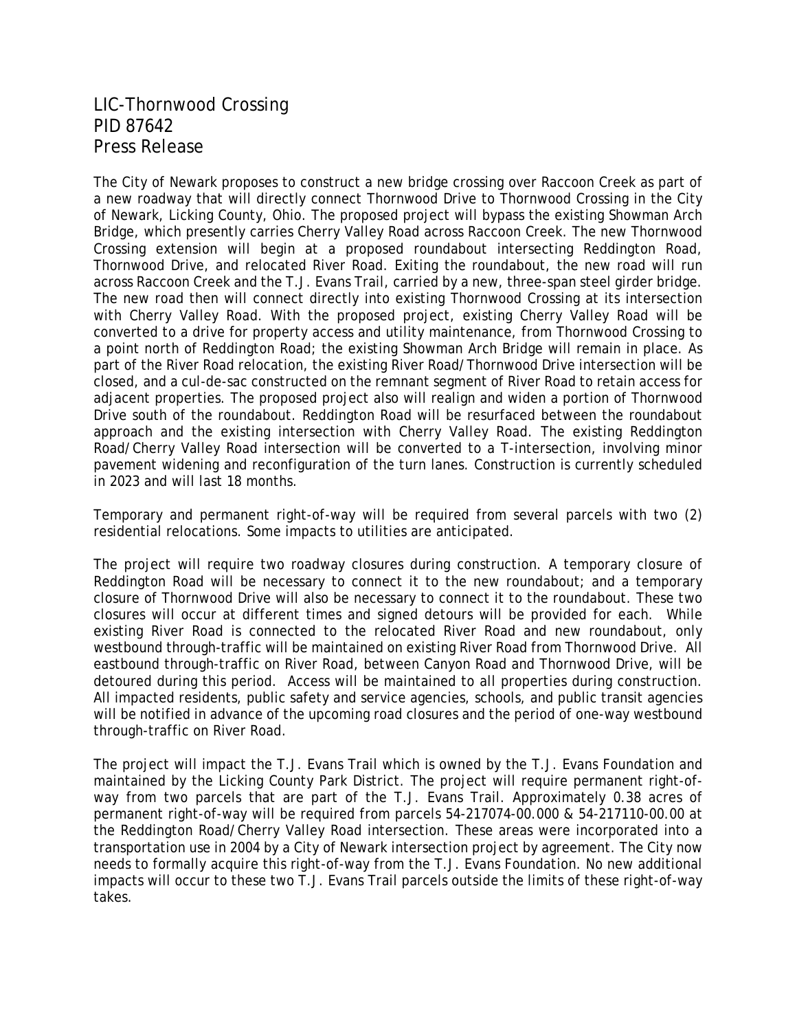# LIC-Thornwood Crossing
# PID 87642
# Press Release

The City of Newark proposes to construct a new bridge crossing over Raccoon Creek as part of a new roadway that will directly connect Thornwood Drive to Thornwood Crossing in the City of Newark, Licking County, Ohio. The proposed project will bypass the existing Showman Arch Bridge, which presently carries Cherry Valley Road across Raccoon Creek. The new Thornwood Crossing extension will begin at a proposed roundabout intersecting Reddington Road, Thornwood Drive, and relocated River Road. Exiting the roundabout, the new road will run across Raccoon Creek and the T.J. Evans Trail, carried by a new, three-span steel girder bridge. The new road then will connect directly into existing Thornwood Crossing at its intersection with Cherry Valley Road. With the proposed project, existing Cherry Valley Road will be converted to a drive for property access and utility maintenance, from Thornwood Crossing to a point north of Reddington Road; the existing Showman Arch Bridge will remain in place. As part of the River Road relocation, the existing River Road/Thornwood Drive intersection will be closed, and a cul-de-sac constructed on the remnant segment of River Road to retain access for adjacent properties. The proposed project also will realign and widen a portion of Thornwood Drive south of the roundabout. Reddington Road will be resurfaced between the roundabout approach and the existing intersection with Cherry Valley Road. The existing Reddington Road/Cherry Valley Road intersection will be converted to a T-intersection, involving minor pavement widening and reconfiguration of the turn lanes. Construction is currently scheduled in 2023 and will last 18 months.

Temporary and permanent right-of-way will be required from several parcels with two (2) residential relocations. Some impacts to utilities are anticipated.

The project will require two roadway closures during construction. A temporary closure of Reddington Road will be necessary to connect it to the new roundabout; and a temporary closure of Thornwood Drive will also be necessary to connect it to the roundabout. These two closures will occur at different times and signed detours will be provided for each. While existing River Road is connected to the relocated River Road and new roundabout, only westbound through-traffic will be maintained on existing River Road from Thornwood Drive. All eastbound through-traffic on River Road, between Canyon Road and Thornwood Drive, will be detoured during this period. Access will be maintained to all properties during construction. All impacted residents, public safety and service agencies, schools, and public transit agencies will be notified in advance of the upcoming road closures and the period of one-way westbound through-traffic on River Road.

The project will impact the T.J. Evans Trail which is owned by the T.J. Evans Foundation and maintained by the Licking County Park District. The project will require permanent right-of-way from two parcels that are part of the T.J. Evans Trail. Approximately 0.38 acres of permanent right-of-way will be required from parcels 54-217074-00.000 & 54-217110-00.00 at the Reddington Road/Cherry Valley Road intersection. These areas were incorporated into a transportation use in 2004 by a City of Newark intersection project by agreement. The City now needs to formally acquire this right-of-way from the T.J. Evans Foundation. No new additional impacts will occur to these two T.J. Evans Trail parcels outside the limits of these right-of-way takes.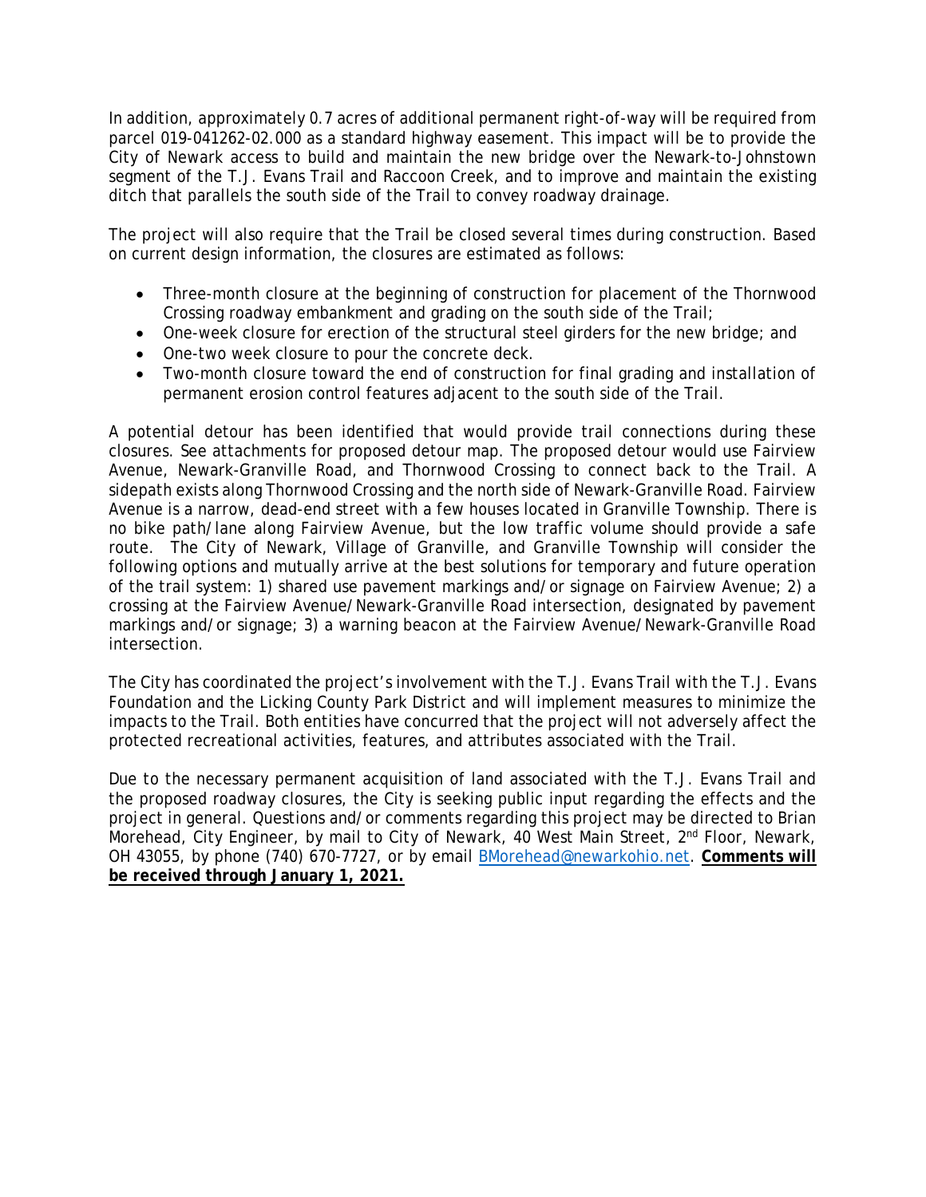In addition, approximately 0.7 acres of additional permanent right-of-way will be required from parcel 019-041262-02.000 as a standard highway easement. This impact will be to provide the City of Newark access to build and maintain the new bridge over the Newark-to-Johnstown segment of the T.J. Evans Trail and Raccoon Creek, and to improve and maintain the existing ditch that parallels the south side of the Trail to convey roadway drainage.

The project will also require that the Trail be closed several times during construction. Based on current design information, the closures are estimated as follows:

- Three-month closure at the beginning of construction for placement of the Thornwood Crossing roadway embankment and grading on the south side of the Trail;
- One-week closure for erection of the structural steel girders for the new bridge; and
- One-two week closure to pour the concrete deck.
- Two-month closure toward the end of construction for final grading and installation of permanent erosion control features adjacent to the south side of the Trail.

A potential detour has been identified that would provide trail connections during these closures. See attachments for proposed detour map. The proposed detour would use Fairview Avenue, Newark-Granville Road, and Thornwood Crossing to connect back to the Trail. A sidepath exists along Thornwood Crossing and the north side of Newark-Granville Road. Fairview Avenue is a narrow, dead-end street with a few houses located in Granville Township. There is no bike path/lane along Fairview Avenue, but the low traffic volume should provide a safe route. The City of Newark, Village of Granville, and Granville Township will consider the following options and mutually arrive at the best solutions for temporary and future operation of the trail system: 1) shared use pavement markings and/or signage on Fairview Avenue; 2) a crossing at the Fairview Avenue/Newark-Granville Road intersection, designated by pavement markings and/or signage; 3) a warning beacon at the Fairview Avenue/Newark-Granville Road intersection.

The City has coordinated the project's involvement with the T.J. Evans Trail with the T.J. Evans Foundation and the Licking County Park District and will implement measures to minimize the impacts to the Trail. Both entities have concurred that the project will not adversely affect the protected recreational activities, features, and attributes associated with the Trail.

Due to the necessary permanent acquisition of land associated with the T.J. Evans Trail and the proposed roadway closures, the City is seeking public input regarding the effects and the project in general. Questions and/or comments regarding this project may be directed to Brian Morehead, City Engineer, by mail to City of Newark, 40 West Main Street, 2nd Floor, Newark, OH 43055, by phone (740) 670-7727, or by email [BMorehead@newarkohio.net](mailto:BMorehead@newarkohio.net). **Comments will be received through January 1, 2021.**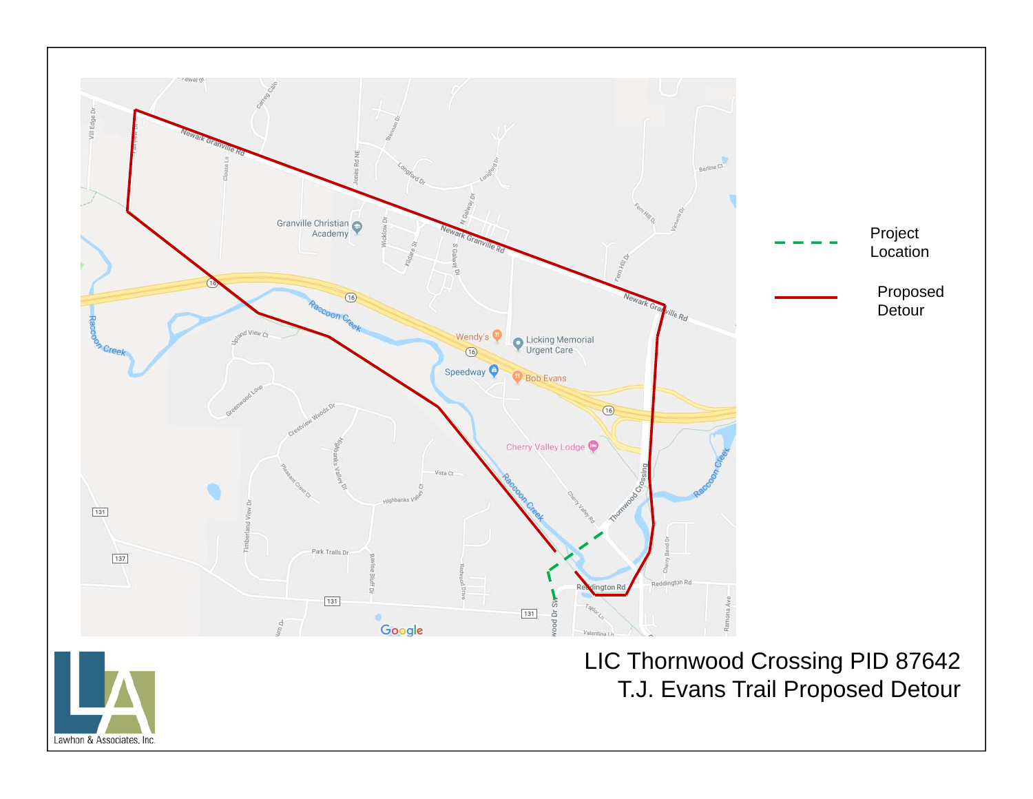Project Location

Proposed Detour

Newark Granville Rd

Granville Christian Academy

Raccoon Creek

16

Wendy's

Licking Memorial Urgent Care

Speedway

Bob Evans

Cherry Valley Lodge

Thornwood Crossing

Reddington Rd

131

137

Lawhon & Associates, Inc.

LIC Thornwood Crossing PID 87642
T.J. Evans Trail Proposed Detour